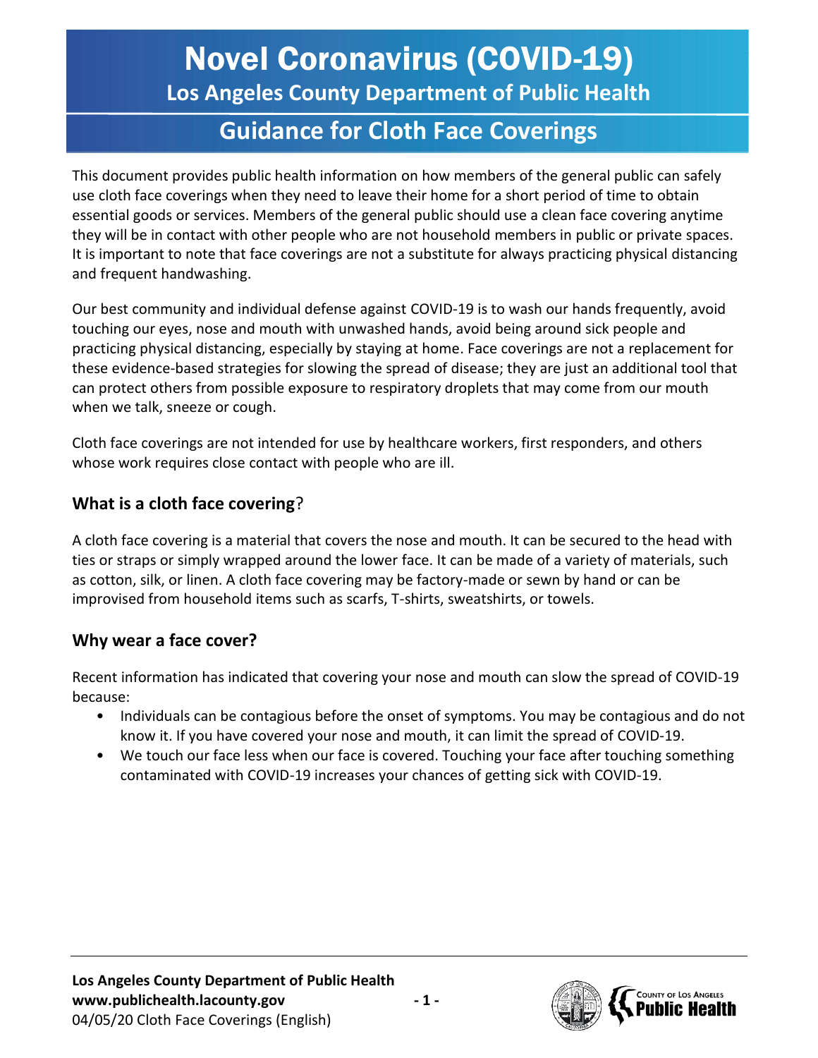# Novel Coronavirus (COVID-19)

## Los Angeles County Department of Public Health

## Guidance for Cloth Face Coverings

This document provides public health information on how members of the general public can safely use cloth face coverings when they need to leave their home for a short period of time to obtain essential goods or services. Members of the general public should use a clean face covering anytime they will be in contact with other people who are not household members in public or private spaces. It is important to note that face coverings are not a substitute for always practicing physical distancing and frequent handwashing.

Our best community and individual defense against COVID-19 is to wash our hands frequently, avoid touching our eyes, nose and mouth with unwashed hands, avoid being around sick people and practicing physical distancing, especially by staying at home. Face coverings are not a replacement for these evidence-based strategies for slowing the spread of disease; they are just an additional tool that can protect others from possible exposure to respiratory droplets that may come from our mouth when we talk, sneeze or cough.

Cloth face coverings are not intended for use by healthcare workers, first responders, and others whose work requires close contact with people who are ill.

### What is a cloth face covering?

A cloth face covering is a material that covers the nose and mouth. It can be secured to the head with ties or straps or simply wrapped around the lower face. It can be made of a variety of materials, such as cotton, silk, or linen. A cloth face covering may be factory-made or sewn by hand or can be improvised from household items such as scarfs, T-shirts, sweatshirts, or towels.

### Why wear a face cover?

Recent information has indicated that covering your nose and mouth can slow the spread of COVID-19 because:

- Individuals can be contagious before the onset of symptoms. You may be contagious and do not know it. If you have covered your nose and mouth, it can limit the spread of COVID-19.
- We touch our face less when our face is covered. Touching your face after touching something contaminated with COVID-19 increases your chances of getting sick with COVID-19.

**Los Angeles County Department of Public Health**
**www.publichealth.lacounty.gov**
04/05/20 Cloth Face Coverings (English)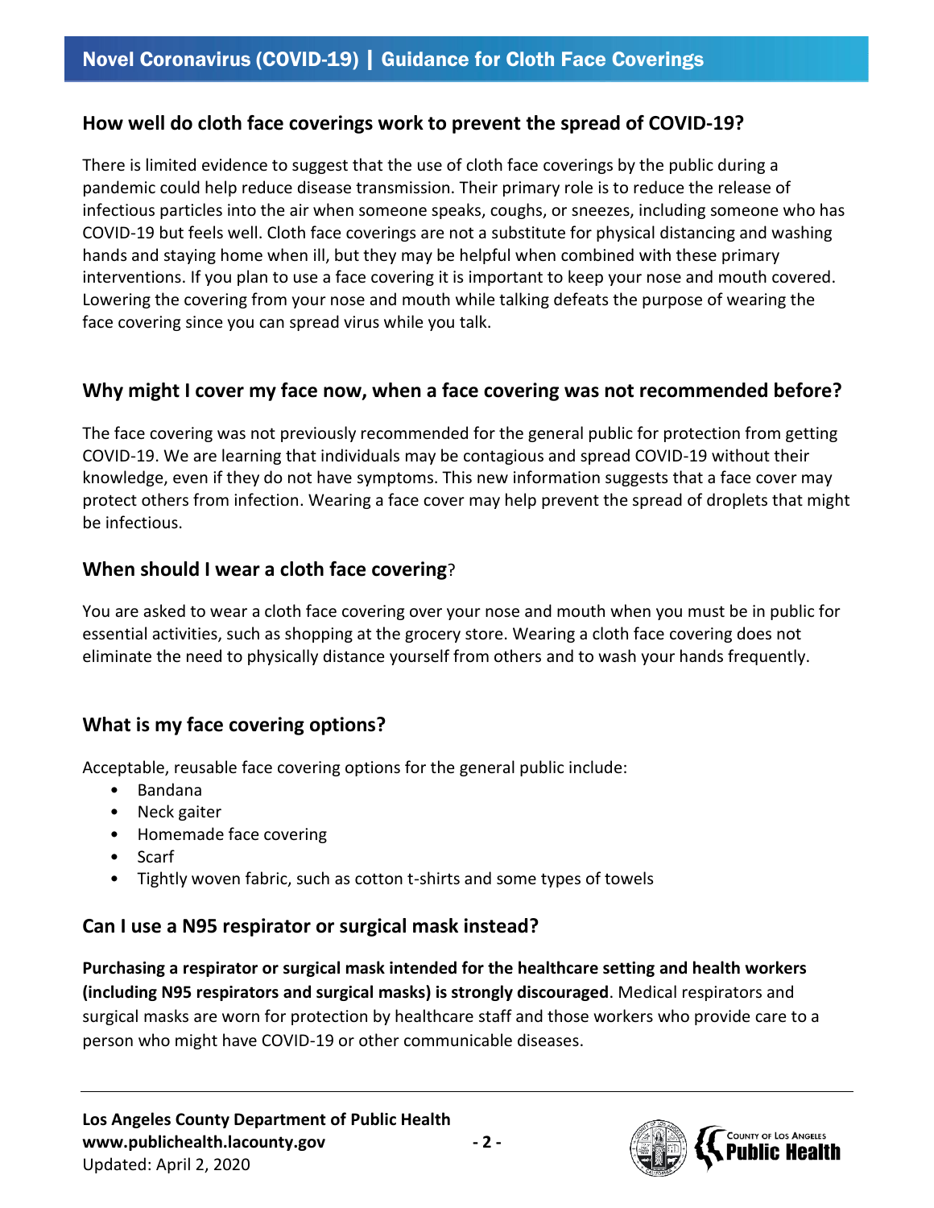## How well do cloth face coverings work to prevent the spread of COVID-19?

There is limited evidence to suggest that the use of cloth face coverings by the public during a pandemic could help reduce disease transmission. Their primary role is to reduce the release of infectious particles into the air when someone speaks, coughs, or sneezes, including someone who has COVID-19 but feels well. Cloth face coverings are not a substitute for physical distancing and washing hands and staying home when ill, but they may be helpful when combined with these primary interventions. If you plan to use a face covering it is important to keep your nose and mouth covered. Lowering the covering from your nose and mouth while talking defeats the purpose of wearing the face covering since you can spread virus while you talk.

## Why might I cover my face now, when a face covering was not recommended before?

The face covering was not previously recommended for the general public for protection from getting COVID-19. We are learning that individuals may be contagious and spread COVID-19 without their knowledge, even if they do not have symptoms. This new information suggests that a face cover may protect others from infection. Wearing a face cover may help prevent the spread of droplets that might be infectious.

## When should I wear a cloth face covering?

You are asked to wear a cloth face covering over your nose and mouth when you must be in public for essential activities, such as shopping at the grocery store. Wearing a cloth face covering does not eliminate the need to physically distance yourself from others and to wash your hands frequently.

## What is my face covering options?

Acceptable, reusable face covering options for the general public include:

- Bandana
- Neck gaiter
- Homemade face covering
- Scarf
- Tightly woven fabric, such as cotton t-shirts and some types of towels

## Can I use a N95 respirator or surgical mask instead?

**Purchasing a respirator or surgical mask intended for the healthcare setting and health workers (including N95 respirators and surgical masks) is strongly discouraged**. Medical respirators and surgical masks are worn for protection by healthcare staff and those workers who provide care to a person who might have COVID-19 or other communicable diseases.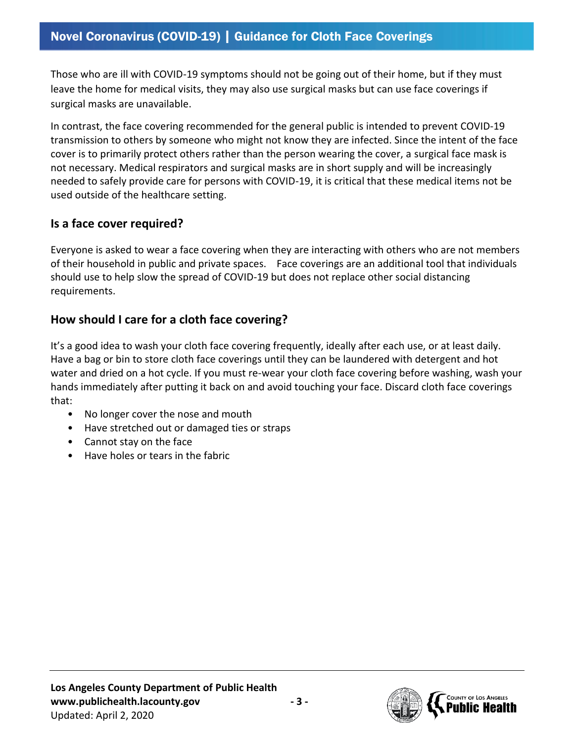Those who are ill with COVID-19 symptoms should not be going out of their home, but if they must leave the home for medical visits, they may also use surgical masks but can use face coverings if surgical masks are unavailable.

In contrast, the face covering recommended for the general public is intended to prevent COVID-19 transmission to others by someone who might not know they are infected. Since the intent of the face cover is to primarily protect others rather than the person wearing the cover, a surgical face mask is not necessary. Medical respirators and surgical masks are in short supply and will be increasingly needed to safely provide care for persons with COVID-19, it is critical that these medical items not be used outside of the healthcare setting.

## Is a face cover required?

Everyone is asked to wear a face covering when they are interacting with others who are not members of their household in public and private spaces. Face coverings are an additional tool that individuals should use to help slow the spread of COVID-19 but does not replace other social distancing requirements.

## How should I care for a cloth face covering?

It's a good idea to wash your cloth face covering frequently, ideally after each use, or at least daily. Have a bag or bin to store cloth face coverings until they can be laundered with detergent and hot water and dried on a hot cycle. If you must re-wear your cloth face covering before washing, wash your hands immediately after putting it back on and avoid touching your face. Discard cloth face coverings that:

- No longer cover the nose and mouth
- Have stretched out or damaged ties or straps
- Cannot stay on the face
- Have holes or tears in the fabric